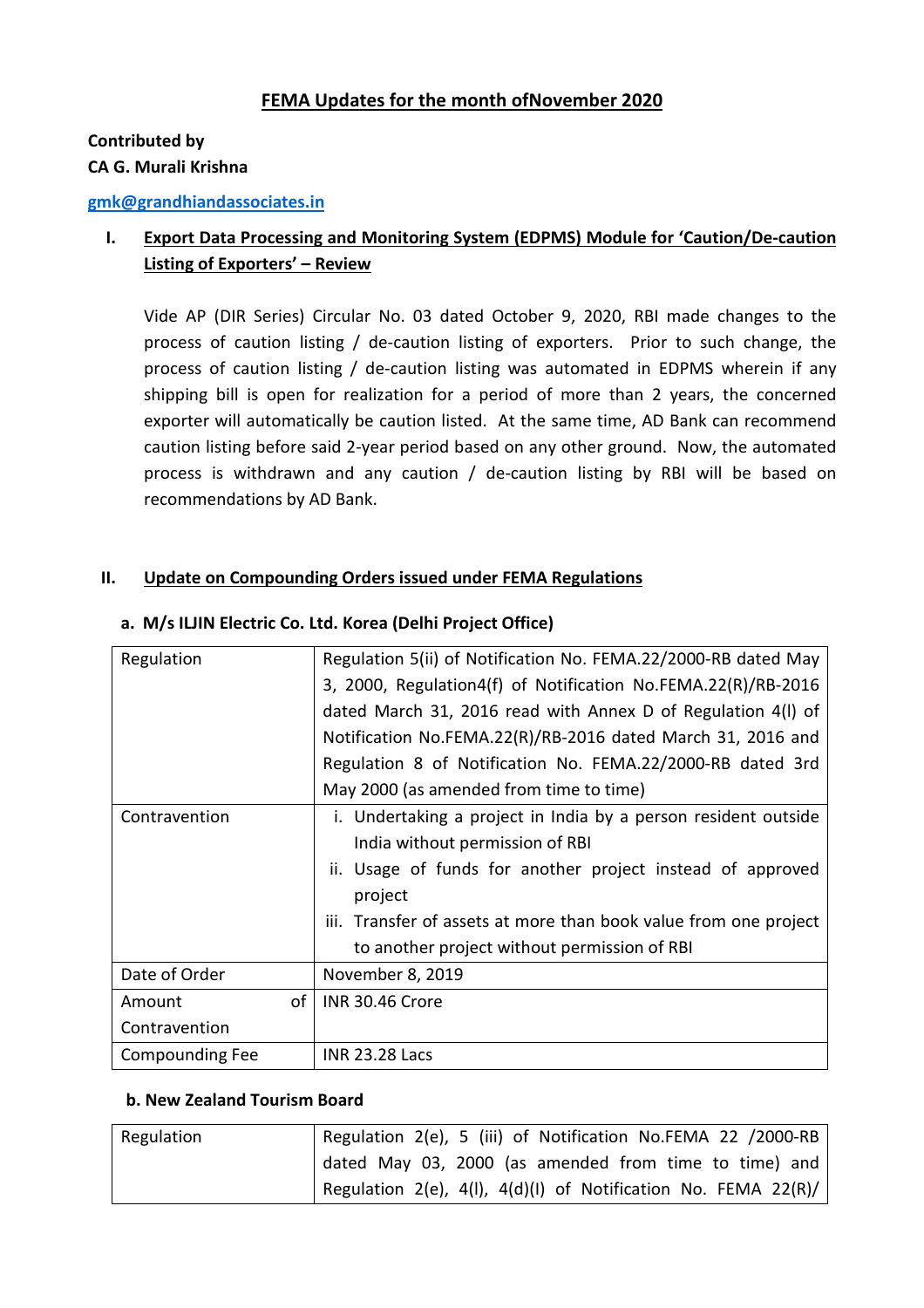# FEMA Updates for the month ofNovember 2020

**Contributed by**
**CA G. Murali Krishna**

gmk@grandhiandassociates.in

## I. Export Data Processing and Monitoring System (EDPMS) Module for 'Caution/De-caution Listing of Exporters' – Review

Vide AP (DIR Series) Circular No. 03 dated October 9, 2020, RBI made changes to the process of caution listing / de-caution listing of exporters. Prior to such change, the process of caution listing / de-caution listing was automated in EDPMS wherein if any shipping bill is open for realization for a period of more than 2 years, the concerned exporter will automatically be caution listed. At the same time, AD Bank can recommend caution listing before said 2-year period based on any other ground. Now, the automated process is withdrawn and any caution / de-caution listing by RBI will be based on recommendations by AD Bank.

## II. Update on Compounding Orders issued under FEMA Regulations

### a. M/s ILJIN Electric Co. Ltd. Korea (Delhi Project Office)

| | |
|---|---|
| Regulation | Regulation 5(ii) of Notification No. FEMA.22/2000-RB dated May 3, 2000, Regulation4(f) of Notification No.FEMA.22(R)/RB-2016 dated March 31, 2016 read with Annex D of Regulation 4(l) of Notification No.FEMA.22(R)/RB-2016 dated March 31, 2016 and Regulation 8 of Notification No. FEMA.22/2000-RB dated 3rd May 2000 (as amended from time to time) |
| Contravention | i. Undertaking a project in India by a person resident outside India without permission of RBI<br>ii. Usage of funds for another project instead of approved project<br>iii. Transfer of assets at more than book value from one project to another project without permission of RBI |
| Date of Order | November 8, 2019 |
| Amount of Contravention | INR 30.46 Crore |
| Compounding Fee | INR 23.28 Lacs |

### b. New Zealand Tourism Board

| | |
|---|---|
| Regulation | Regulation 2(e), 5 (iii) of Notification No.FEMA 22 /2000-RB dated May 03, 2000 (as amended from time to time) and Regulation 2(e), 4(l), 4(d)(I) of Notification No. FEMA 22(R)/ |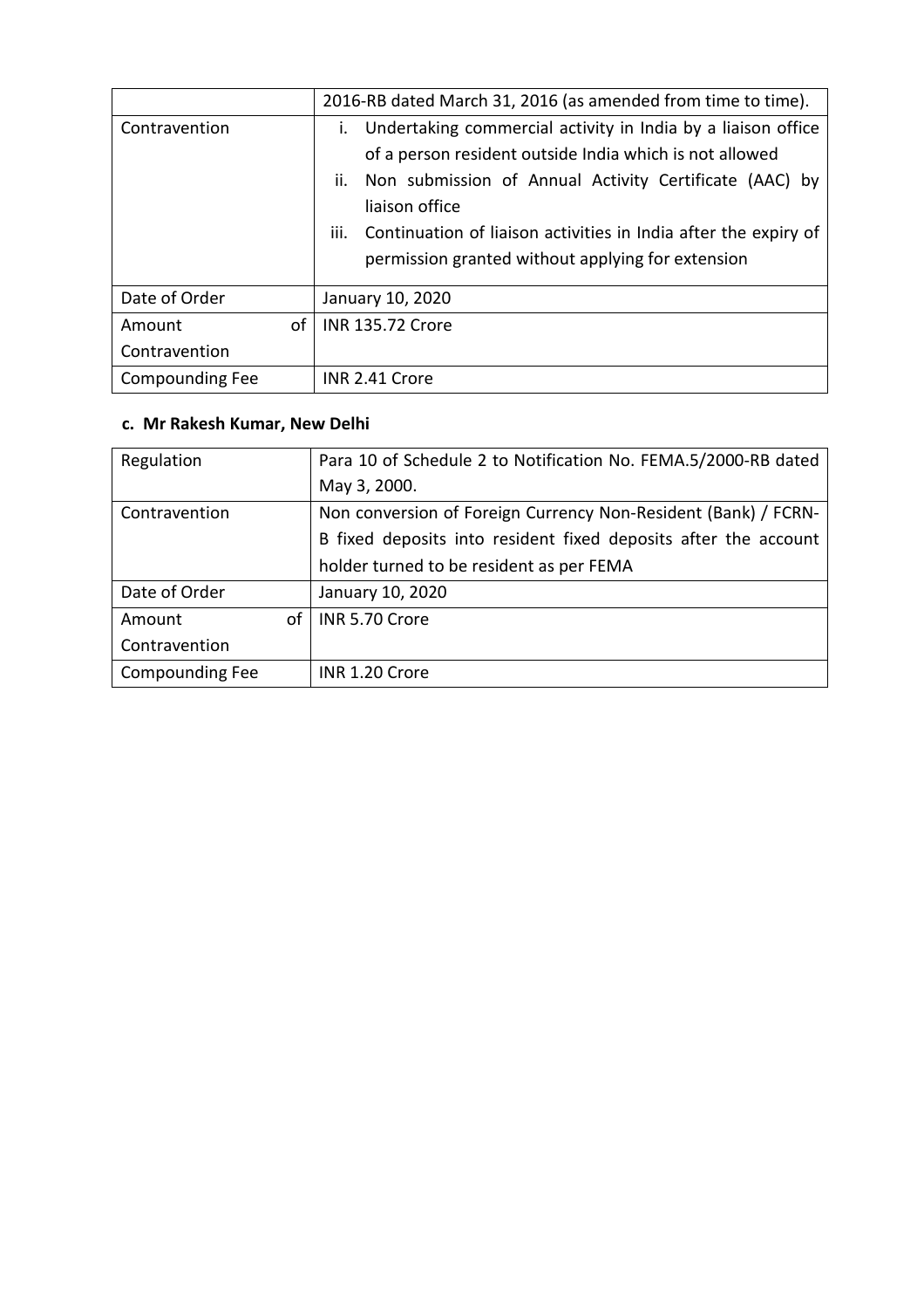| | |
|---|---|
| | 2016-RB dated March 31, 2016 (as amended from time to time). |
| Contravention | i. Undertaking commercial activity in India by a liaison office of a person resident outside India which is not allowed<br>ii. Non submission of Annual Activity Certificate (AAC) by liaison office<br>iii. Continuation of liaison activities in India after the expiry of permission granted without applying for extension |
| Date of Order | January 10, 2020 |
| Amount of Contravention | INR 135.72 Crore |
| Compounding Fee | INR 2.41 Crore |

**c. Mr Rakesh Kumar, New Delhi**

| | |
|---|---|
| Regulation | Para 10 of Schedule 2 to Notification No. FEMA.5/2000-RB dated May 3, 2000. |
| Contravention | Non conversion of Foreign Currency Non-Resident (Bank) / FCRN-B fixed deposits into resident fixed deposits after the account holder turned to be resident as per FEMA |
| Date of Order | January 10, 2020 |
| Amount of Contravention | INR 5.70 Crore |
| Compounding Fee | INR 1.20 Crore |